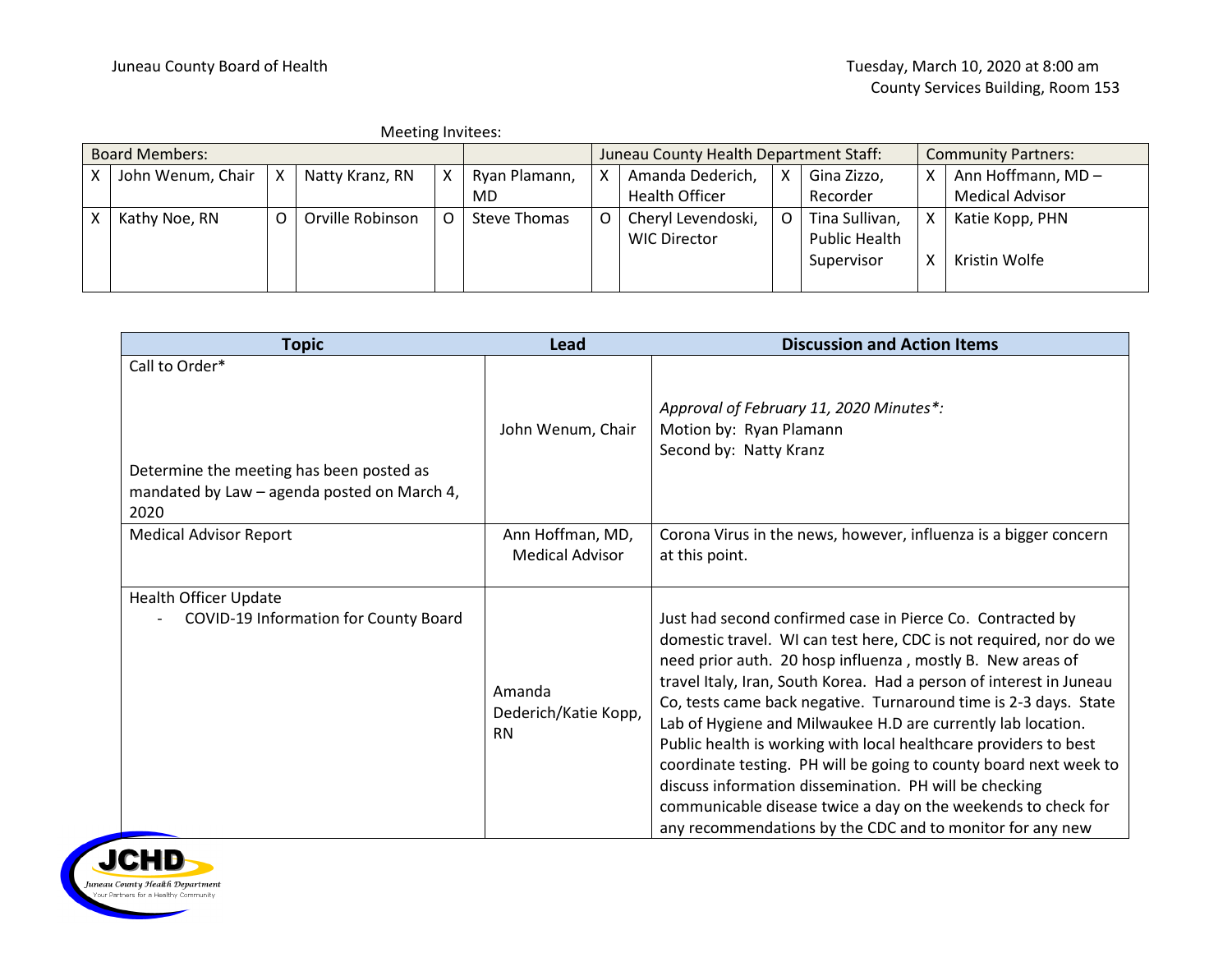Juneau County Board of Health

Tuesday, March 10, 2020 at 8:00 am
County Services Building, Room 153

Meeting Invitees:

| Board Members: | | | | | | Juneau County Health Department Staff: | | | | Community Partners: | |
|---|---|---|---|---|---|---|---|---|---|---|---|
| X | John Wenum, Chair | X | Natty Kranz, RN | X | Ryan Plamann, MD | X | Amanda Dederich, Health Officer | X | Gina Zizzo, Recorder | X | Ann Hoffmann, MD – Medical Advisor |
| X | Kathy Noe, RN | O | Orville Robinson | O | Steve Thomas | O | Cheryl Levendoski, WIC Director | O | Tina Sullivan, Public Health Supervisor | X<br>X | Katie Kopp, PHN<br>Kristin Wolfe |

| Topic | Lead | Discussion and Action Items |
|---|---|---|
| Call to Order*<br><br>Determine the meeting has been posted as mandated by Law – agenda posted on March 4, 2020 | John Wenum, Chair | *Approval of February 11, 2020 Minutes*:*<br>Motion by: Ryan Plamann<br>Second by: Natty Kranz |
| Medical Advisor Report | Ann Hoffman, MD, Medical Advisor | Corona Virus in the news, however, influenza is a bigger concern at this point. |
| Health Officer Update<br>- COVID-19 Information for County Board | Amanda Dederich/Katie Kopp, RN | Just had second confirmed case in Pierce Co. Contracted by domestic travel. WI can test here, CDC is not required, nor do we need prior auth. 20 hosp influenza , mostly B. New areas of travel Italy, Iran, South Korea. Had a person of interest in Juneau Co, tests came back negative. Turnaround time is 2-3 days. State Lab of Hygiene and Milwaukee H.D are currently lab location. Public health is working with local healthcare providers to best coordinate testing. PH will be going to county board next week to discuss information dissemination. PH will be checking communicable disease twice a day on the weekends to check for any recommendations by the CDC and to monitor for any new |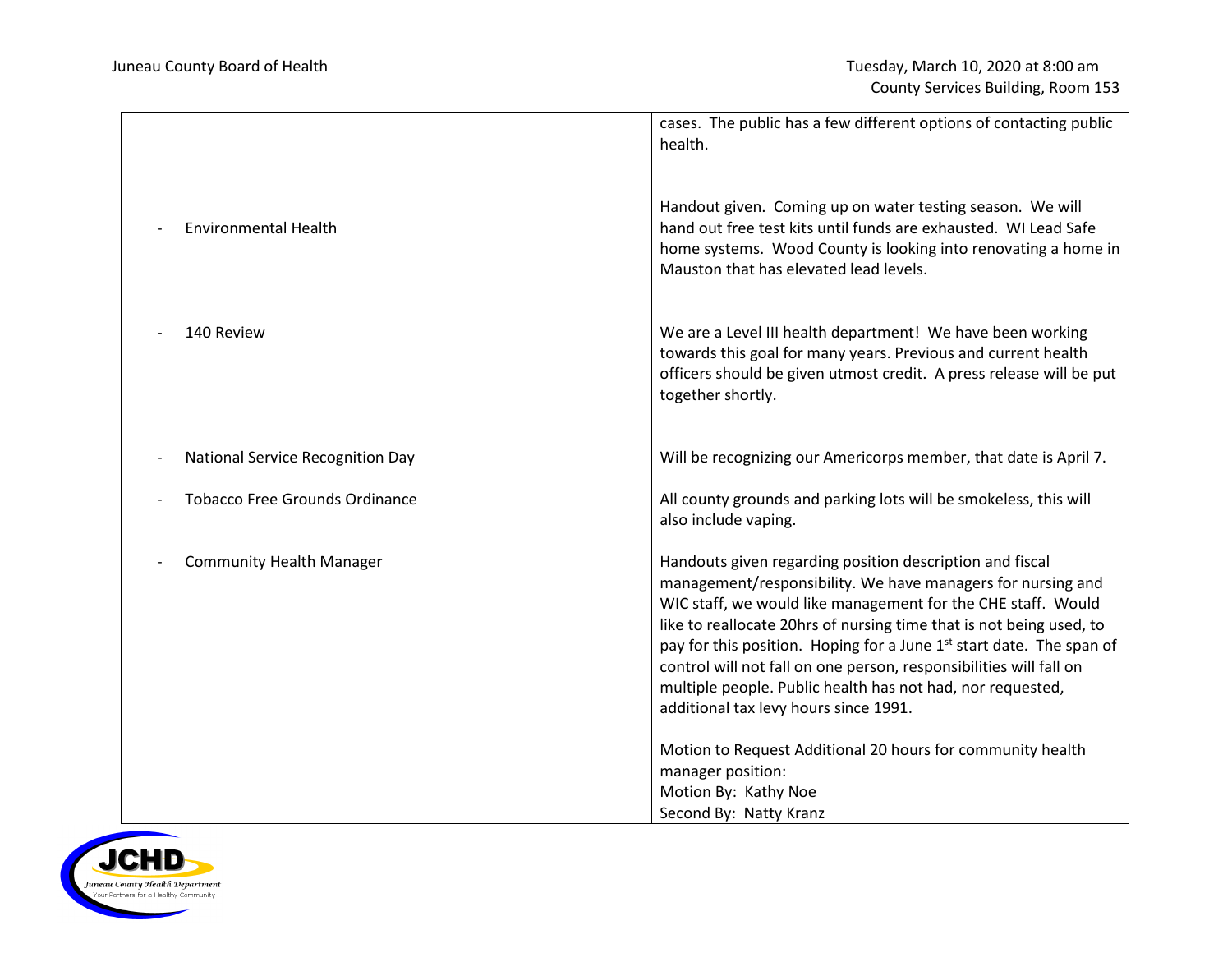| | | |
|---|---|---|
| | | cases. The public has a few different options of contacting public health. |
| - Environmental Health | | Handout given. Coming up on water testing season. We will hand out free test kits until funds are exhausted. WI Lead Safe home systems. Wood County is looking into renovating a home in Mauston that has elevated lead levels. |
| - 140 Review | | We are a Level III health department! We have been working towards this goal for many years. Previous and current health officers should be given utmost credit. A press release will be put together shortly. |
| - National Service Recognition Day | | Will be recognizing our Americorps member, that date is April 7. |
| - Tobacco Free Grounds Ordinance | | All county grounds and parking lots will be smokeless, this will also include vaping. |
| - Community Health Manager | | Handouts given regarding position description and fiscal management/responsibility. We have managers for nursing and WIC staff, we would like management for the CHE staff. Would like to reallocate 20hrs of nursing time that is not being used, to pay for this position. Hoping for a June 1st start date. The span of control will not fall on one person, responsibilities will fall on multiple people. Public health has not had, nor requested, additional tax levy hours since 1991.<br><br>Motion to Request Additional 20 hours for community health manager position:<br>Motion By: Kathy Noe<br>Second By: Natty Kranz |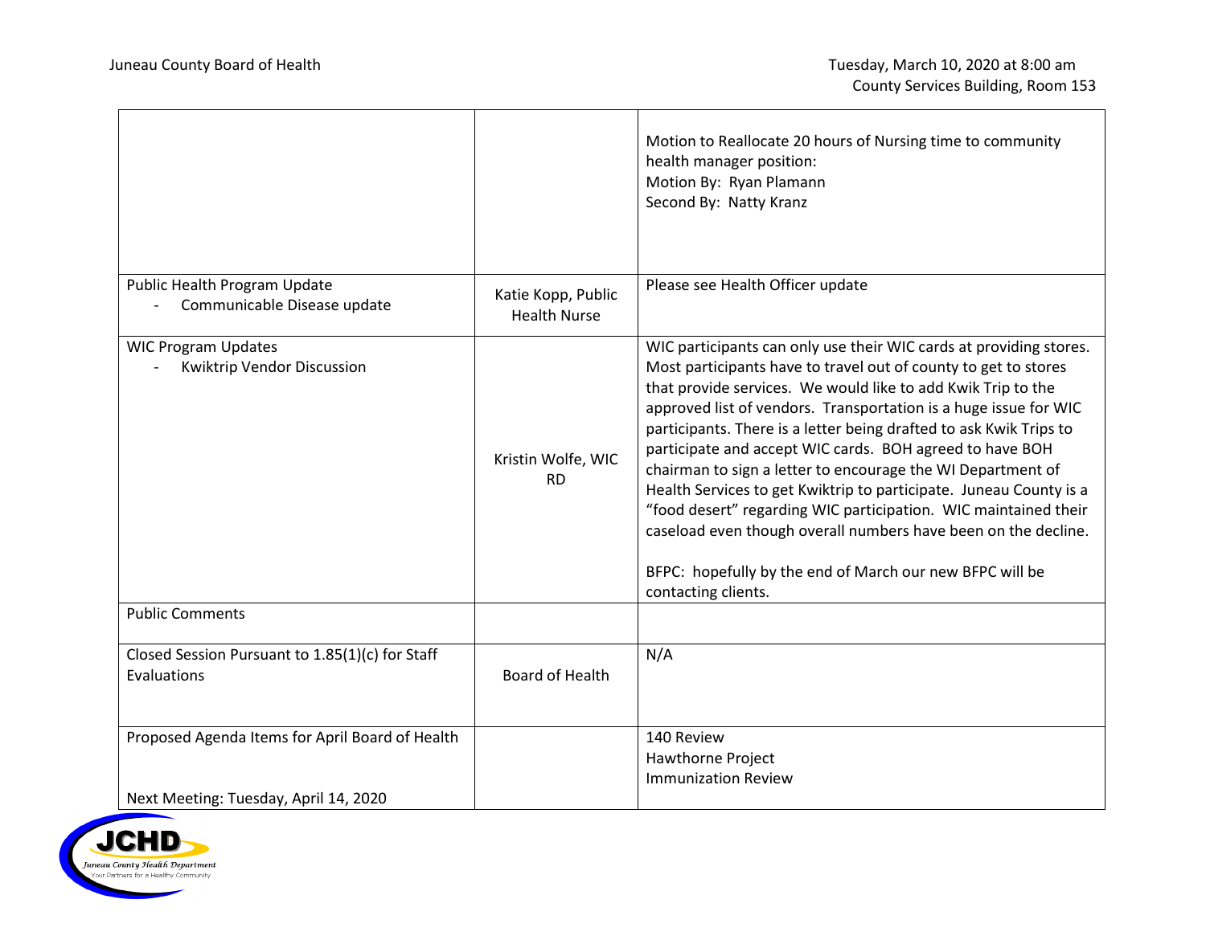| | | |
|---|---|---|
| | | Motion to Reallocate 20 hours of Nursing time to community health manager position:<br>Motion By: Ryan Plamann<br>Second By: Natty Kranz |
| Public Health Program Update<br>- Communicable Disease update | Katie Kopp, Public Health Nurse | Please see Health Officer update |
| WIC Program Updates<br>- Kwiktrip Vendor Discussion | Kristin Wolfe, WIC RD | WIC participants can only use their WIC cards at providing stores. Most participants have to travel out of county to get to stores that provide services. We would like to add Kwik Trip to the approved list of vendors. Transportation is a huge issue for WIC participants. There is a letter being drafted to ask Kwik Trips to participate and accept WIC cards. BOH agreed to have BOH chairman to sign a letter to encourage the WI Department of Health Services to get Kwiktrip to participate. Juneau County is a "food desert" regarding WIC participation. WIC maintained their caseload even though overall numbers have been on the decline.<br><br>BFPC: hopefully by the end of March our new BFPC will be contacting clients. |
| Public Comments | | |
| Closed Session Pursuant to 1.85(1)(c) for Staff Evaluations | Board of Health | N/A |
| Proposed Agenda Items for April Board of Health<br><br>Next Meeting: Tuesday, April 14, 2020 | | 140 Review<br>Hawthorne Project<br>Immunization Review |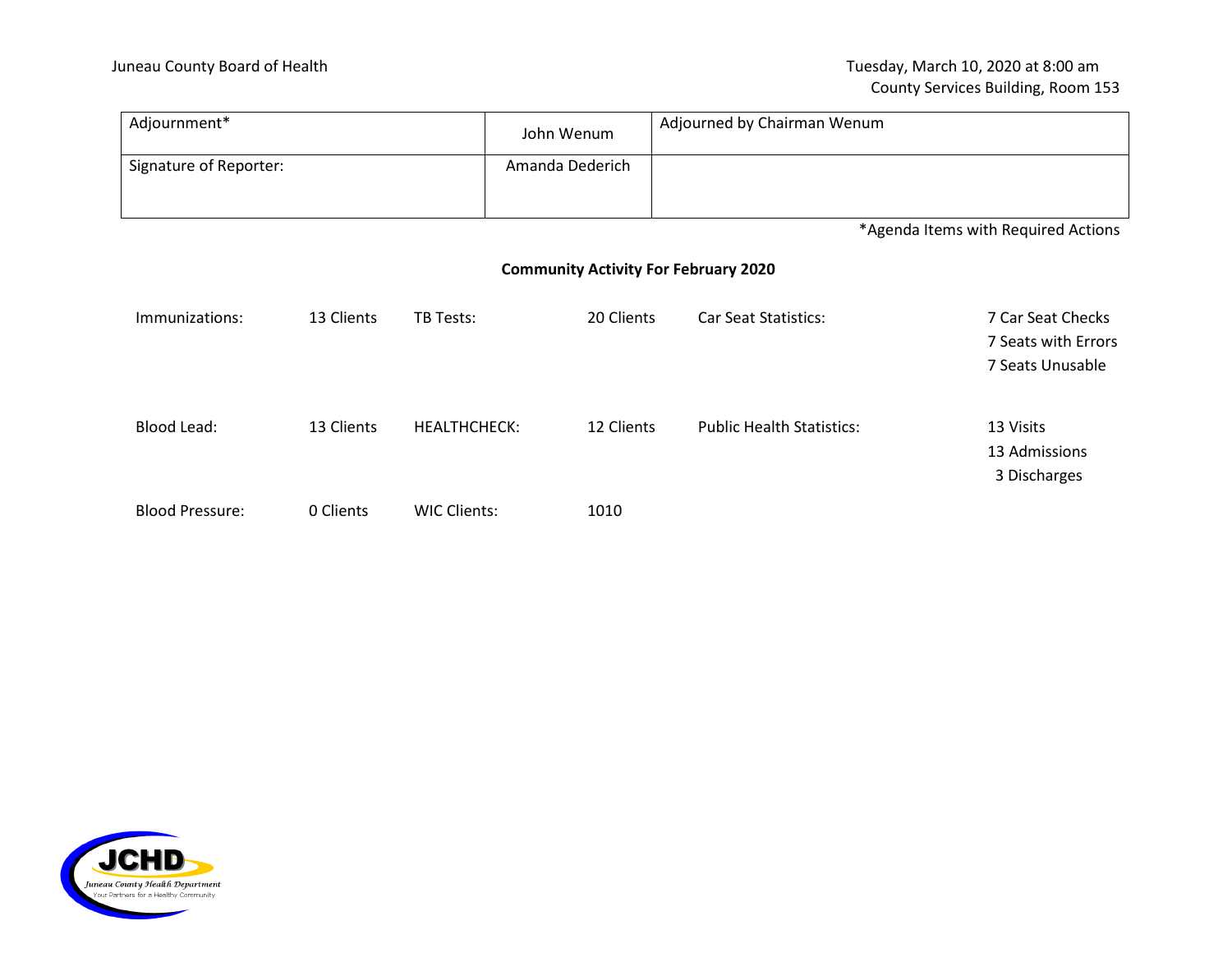| | | |
|---|---|---|
| Adjournment* | John Wenum | Adjourned by Chairman Wenum |
| Signature of Reporter: | Amanda Dederich | |

*Agenda Items with Required Actions

**Community Activity For February 2020**

| | | | | | |
|---|---|---|---|---|---|
| Immunizations: | 13 Clients | TB Tests: | 20 Clients | Car Seat Statistics: | 7 Car Seat Checks<br>7 Seats with Errors<br>7 Seats Unusable |
| Blood Lead: | 13 Clients | HEALTHCHECK: | 12 Clients | Public Health Statistics: | 13 Visits<br>13 Admissions<br>3 Discharges |
| Blood Pressure: | 0 Clients | WIC Clients: | 1010 | | |

JCHD
Juneau County Health Department
Your Partners for a Healthy Community